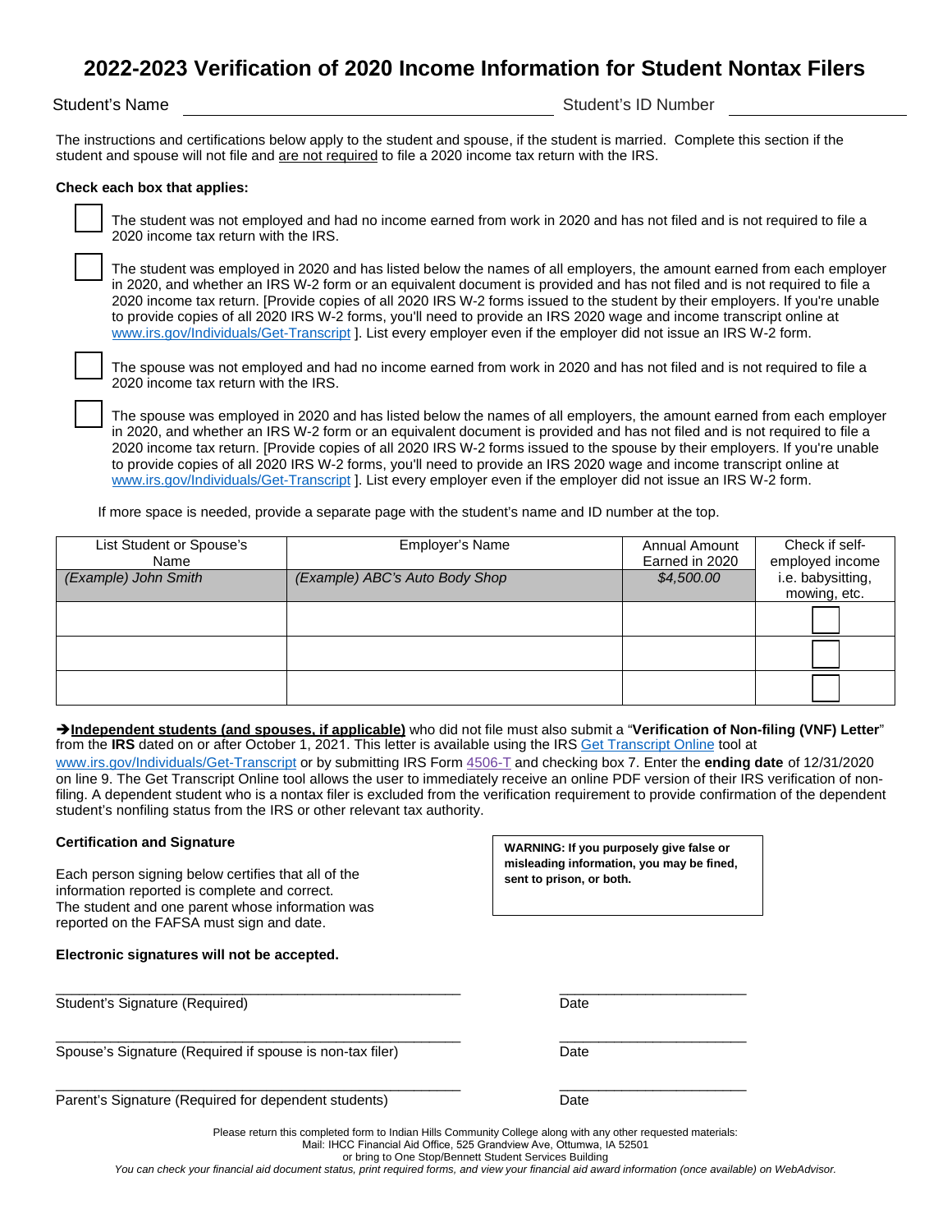# 2022-2023 Verification of 2020 Income Information for Student Nontax Filers

Student's Name ______________________________ Student's ID Number ______________

The instructions and certifications below apply to the student and spouse, if the student is married. Complete this section if the student and spouse will not file and are not required to file a 2020 income tax return with the IRS.

**Check each box that applies:**

☐ The student was not employed and had no income earned from work in 2020 and has not filed and is not required to file a 2020 income tax return with the IRS.

☐ The student was employed in 2020 and has listed below the names of all employers, the amount earned from each employer in 2020, and whether an IRS W-2 form or an equivalent document is provided and has not filed and is not required to file a 2020 income tax return. [Provide copies of all 2020 IRS W-2 forms issued to the student by their employers. If you're unable to provide copies of all 2020 IRS W-2 forms, you'll need to provide an IRS 2020 wage and income transcript online at www.irs.gov/Individuals/Get-Transcript ]. List every employer even if the employer did not issue an IRS W-2 form.

☐ The spouse was not employed and had no income earned from work in 2020 and has not filed and is not required to file a 2020 income tax return with the IRS.

☐ The spouse was employed in 2020 and has listed below the names of all employers, the amount earned from each employer in 2020, and whether an IRS W-2 form or an equivalent document is provided and has not filed and is not required to file a 2020 income tax return. [Provide copies of all 2020 IRS W-2 forms issued to the spouse by their employers. If you're unable to provide copies of all 2020 IRS W-2 forms, you'll need to provide an IRS 2020 wage and income transcript online at www.irs.gov/Individuals/Get-Transcript ]. List every employer even if the employer did not issue an IRS W-2 form.

If more space is needed, provide a separate page with the student's name and ID number at the top.

| List Student or Spouse's Name | Employer's Name | Annual Amount Earned in 2020 | Check if self-employed income i.e. babysitting, mowing, etc. |
|---|---|---|---|
| *(Example) John Smith* | *(Example) ABC's Auto Body Shop* | *$4,500.00* | |
| | | | ☐ |
| | | | ☐ |
| | | | ☐ |

➔**Independent students (and spouses, if applicable)** who did not file must also submit a "**Verification of Non-filing (VNF) Letter**" from the **IRS** dated on or after October 1, 2021. This letter is available using the IRS Get Transcript Online tool at www.irs.gov/Individuals/Get-Transcript or by submitting IRS Form 4506-T and checking box 7. Enter the **ending date** of 12/31/2020 on line 9. The Get Transcript Online tool allows the user to immediately receive an online PDF version of their IRS verification of non-filing. A dependent student who is a nontax filer is excluded from the verification requirement to provide confirmation of the dependent student's nonfiling status from the IRS or other relevant tax authority.

**Certification and Signature**

Each person signing below certifies that all of the information reported is complete and correct. The student and one parent whose information was reported on the FAFSA must sign and date.

**WARNING: If you purposely give false or misleading information, you may be fined, sent to prison, or both.**

**Electronic signatures will not be accepted.**

______________________________________ ____________________
Student's Signature (Required) Date

______________________________________ ____________________
Spouse's Signature (Required if spouse is non-tax filer) Date

______________________________________ ____________________
Parent's Signature (Required for dependent students) Date

Please return this completed form to Indian Hills Community College along with any other requested materials:
Mail: IHCC Financial Aid Office, 525 Grandview Ave, Ottumwa, IA 52501
or bring to One Stop/Bennett Student Services Building

*You can check your financial aid document status, print required forms, and view your financial aid award information (once available) on WebAdvisor.*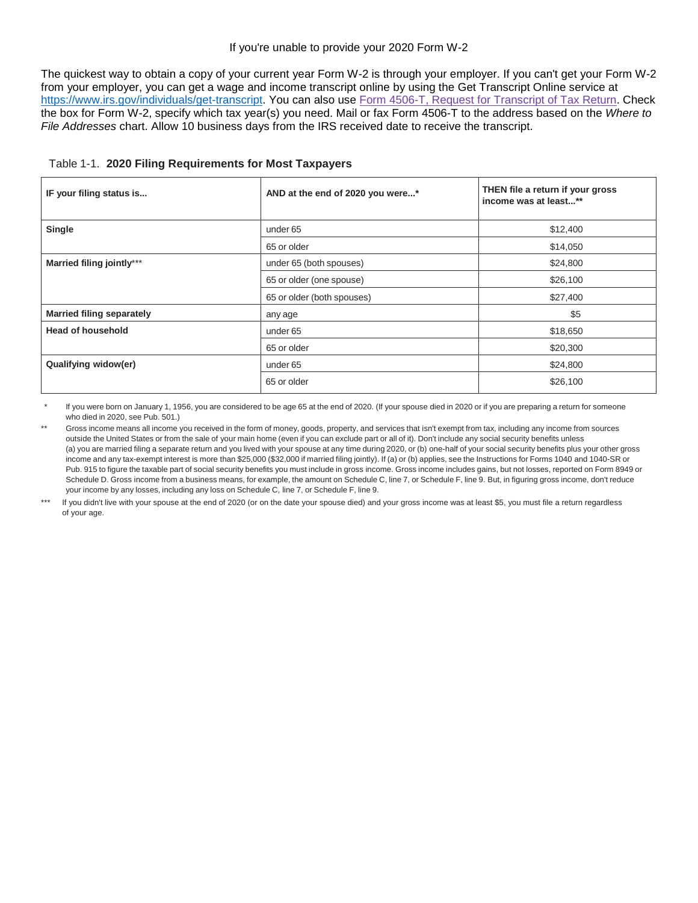If you're unable to provide your 2020 Form W-2

The quickest way to obtain a copy of your current year Form W-2 is through your employer. If you can't get your Form W-2 from your employer, you can get a wage and income transcript online by using the Get Transcript Online service at https://www.irs.gov/individuals/get-transcript. You can also use Form 4506-T, Request for Transcript of Tax Return. Check the box for Form W-2, specify which tax year(s) you need. Mail or fax Form 4506-T to the address based on the *Where to File Addresses* chart. Allow 10 business days from the IRS received date to receive the transcript.

Table 1-1. **2020 Filing Requirements for Most Taxpayers**

| IF your filing status is... | AND at the end of 2020 you were...* | THEN file a return if your gross income was at least...** |
|---|---|---|
| **Single** | under 65 | $12,400 |
| | 65 or older | $14,050 |
| **Married filing jointly***** | under 65 (both spouses) | $24,800 |
| | 65 or older (one spouse) | $26,100 |
| | 65 or older (both spouses) | $27,400 |
| **Married filing separately** | any age | $5 |
| **Head of household** | under 65 | $18,650 |
| | 65 or older | $20,300 |
| **Qualifying widow(er)** | under 65 | $24,800 |
| | 65 or older | $26,100 |

\* If you were born on January 1, 1956, you are considered to be age 65 at the end of 2020. (If your spouse died in 2020 or if you are preparing a return for someone who died in 2020, see Pub. 501.)

\** Gross income means all income you received in the form of money, goods, property, and services that isn't exempt from tax, including any income from sources outside the United States or from the sale of your main home (even if you can exclude part or all of it). Don't include any social security benefits unless (a) you are married filing a separate return and you lived with your spouse at any time during 2020, or (b) one-half of your social security benefits plus your other gross income and any tax-exempt interest is more than $25,000 ($32,000 if married filing jointly). If (a) or (b) applies, see the Instructions for Forms 1040 and 1040-SR or Pub. 915 to figure the taxable part of social security benefits you must include in gross income. Gross income includes gains, but not losses, reported on Form 8949 or Schedule D. Gross income from a business means, for example, the amount on Schedule C, line 7, or Schedule F, line 9. But, in figuring gross income, don't reduce your income by any losses, including any loss on Schedule C, line 7, or Schedule F, line 9.

\*** If you didn't live with your spouse at the end of 2020 (or on the date your spouse died) and your gross income was at least $5, you must file a return regardless of your age.